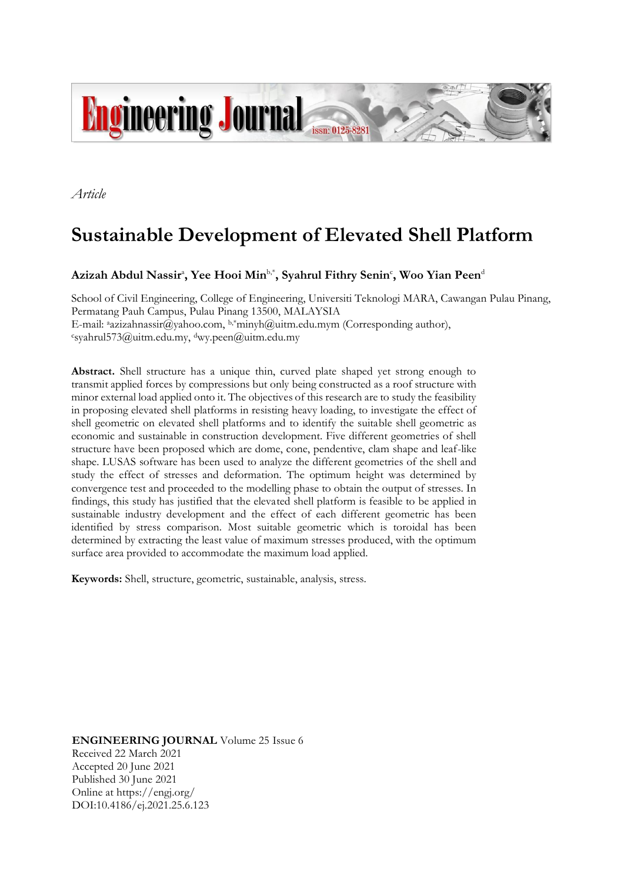*Article*

# Sustainable Development of Elevated Shell Platform

**Azizah Abdul Nassir[a], Yee Hooi Min[b,*], Syahrul Fithry Senin[c], Woo Yian Peen[d]**

School of Civil Engineering, College of Engineering, Universiti Teknologi MARA, Cawangan Pulau Pinang, Permatang Pauh Campus, Pulau Pinang 13500, MALAYSIA
E-mail: [a]azizahnassir@yahoo.com, [b,*]minyh@uitm.edu.mym (Corresponding author), [c]syahrul573@uitm.edu.my, [d]wy.peen@uitm.edu.my

**Abstract.** Shell structure has a unique thin, curved plate shaped yet strong enough to transmit applied forces by compressions but only being constructed as a roof structure with minor external load applied onto it. The objectives of this research are to study the feasibility in proposing elevated shell platforms in resisting heavy loading, to investigate the effect of shell geometric on elevated shell platforms and to identify the suitable shell geometric as economic and sustainable in construction development. Five different geometries of shell structure have been proposed which are dome, cone, pendentive, clam shape and leaf-like shape. LUSAS software has been used to analyze the different geometries of the shell and study the effect of stresses and deformation. The optimum height was determined by convergence test and proceeded to the modelling phase to obtain the output of stresses. In findings, this study has justified that the elevated shell platform is feasible to be applied in sustainable industry development and the effect of each different geometric has been identified by stress comparison. Most suitable geometric which is toroidal has been determined by extracting the least value of maximum stresses produced, with the optimum surface area provided to accommodate the maximum load applied.

**Keywords:** Shell, structure, geometric, sustainable, analysis, stress.

**ENGINEERING JOURNAL** Volume 25 Issue 6
Received 22 March 2021
Accepted 20 June 2021
Published 30 June 2021
Online at https://engj.org/
DOI:10.4186/ej.2021.25.6.123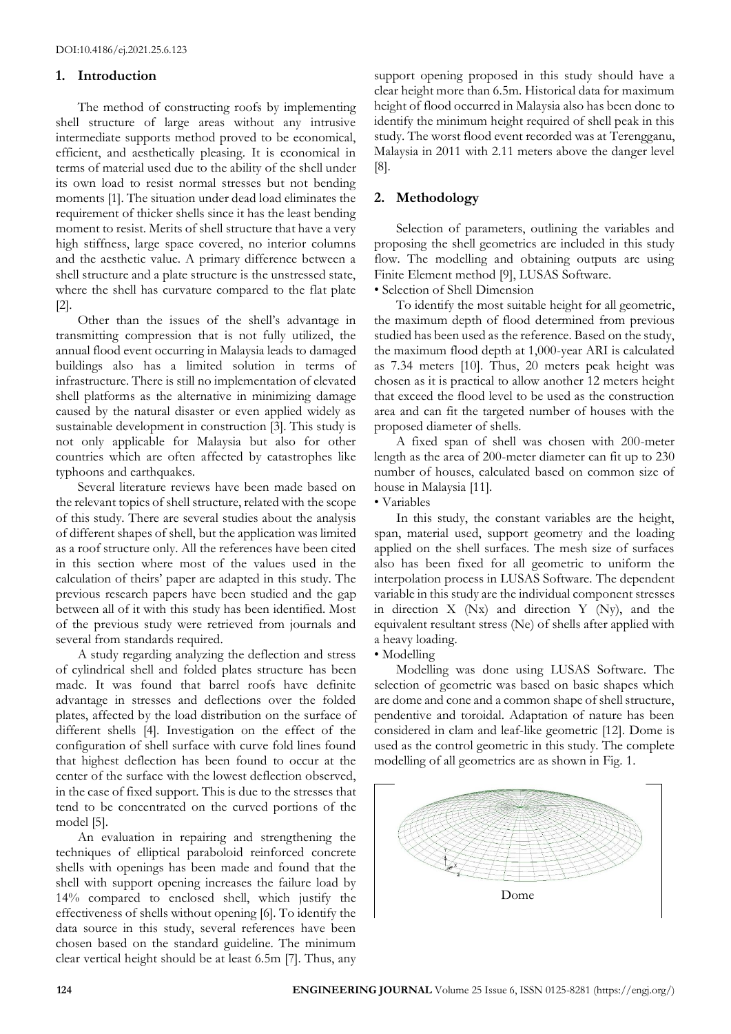## 1. Introduction

The method of constructing roofs by implementing shell structure of large areas without any intrusive intermediate supports method proved to be economical, efficient, and aesthetically pleasing. It is economical in terms of material used due to the ability of the shell under its own load to resist normal stresses but not bending moments [1]. The situation under dead load eliminates the requirement of thicker shells since it has the least bending moment to resist. Merits of shell structure that have a very high stiffness, large space covered, no interior columns and the aesthetic value. A primary difference between a shell structure and a plate structure is the unstressed state, where the shell has curvature compared to the flat plate [2].

Other than the issues of the shell's advantage in transmitting compression that is not fully utilized, the annual flood event occurring in Malaysia leads to damaged buildings also has a limited solution in terms of infrastructure. There is still no implementation of elevated shell platforms as the alternative in minimizing damage caused by the natural disaster or even applied widely as sustainable development in construction [3]. This study is not only applicable for Malaysia but also for other countries which are often affected by catastrophes like typhoons and earthquakes.

Several literature reviews have been made based on the relevant topics of shell structure, related with the scope of this study. There are several studies about the analysis of different shapes of shell, but the application was limited as a roof structure only. All the references have been cited in this section where most of the values used in the calculation of theirs' paper are adapted in this study. The previous research papers have been studied and the gap between all of it with this study has been identified. Most of the previous study were retrieved from journals and several from standards required.

A study regarding analyzing the deflection and stress of cylindrical shell and folded plates structure has been made. It was found that barrel roofs have definite advantage in stresses and deflections over the folded plates, affected by the load distribution on the surface of different shells [4]. Investigation on the effect of the configuration of shell surface with curve fold lines found that highest deflection has been found to occur at the center of the surface with the lowest deflection observed, in the case of fixed support. This is due to the stresses that tend to be concentrated on the curved portions of the model [5].

An evaluation in repairing and strengthening the techniques of elliptical paraboloid reinforced concrete shells with openings has been made and found that the shell with support opening increases the failure load by 14% compared to enclosed shell, which justify the effectiveness of shells without opening [6]. To identify the data source in this study, several references have been chosen based on the standard guideline. The minimum clear vertical height should be at least 6.5m [7]. Thus, any support opening proposed in this study should have a clear height more than 6.5m. Historical data for maximum height of flood occurred in Malaysia also has been done to identify the minimum height required of shell peak in this study. The worst flood event recorded was at Terengganu, Malaysia in 2011 with 2.11 meters above the danger level [8].

## 2. Methodology

Selection of parameters, outlining the variables and proposing the shell geometrics are included in this study flow. The modelling and obtaining outputs are using Finite Element method [9], LUSAS Software.

- Selection of Shell Dimension

To identify the most suitable height for all geometric, the maximum depth of flood determined from previous studied has been used as the reference. Based on the study, the maximum flood depth at 1,000-year ARI is calculated as 7.34 meters [10]. Thus, 20 meters peak height was chosen as it is practical to allow another 12 meters height that exceed the flood level to be used as the construction area and can fit the targeted number of houses with the proposed diameter of shells.

A fixed span of shell was chosen with 200-meter length as the area of 200-meter diameter can fit up to 230 number of houses, calculated based on common size of house in Malaysia [11].

- Variables

In this study, the constant variables are the height, span, material used, support geometry and the loading applied on the shell surfaces. The mesh size of surfaces also has been fixed for all geometric to uniform the interpolation process in LUSAS Software. The dependent variable in this study are the individual component stresses in direction X (Nx) and direction Y (Ny), and the equivalent resultant stress (Ne) of shells after applied with a heavy loading.

- Modelling

Modelling was done using LUSAS Software. The selection of geometric was based on basic shapes which are dome and cone and a common shape of shell structure, pendentive and toroidal. Adaptation of nature has been considered in clam and leaf-like geometric [12]. Dome is used as the control geometric in this study. The complete modelling of all geometrics are as shown in Fig. 1.

Dome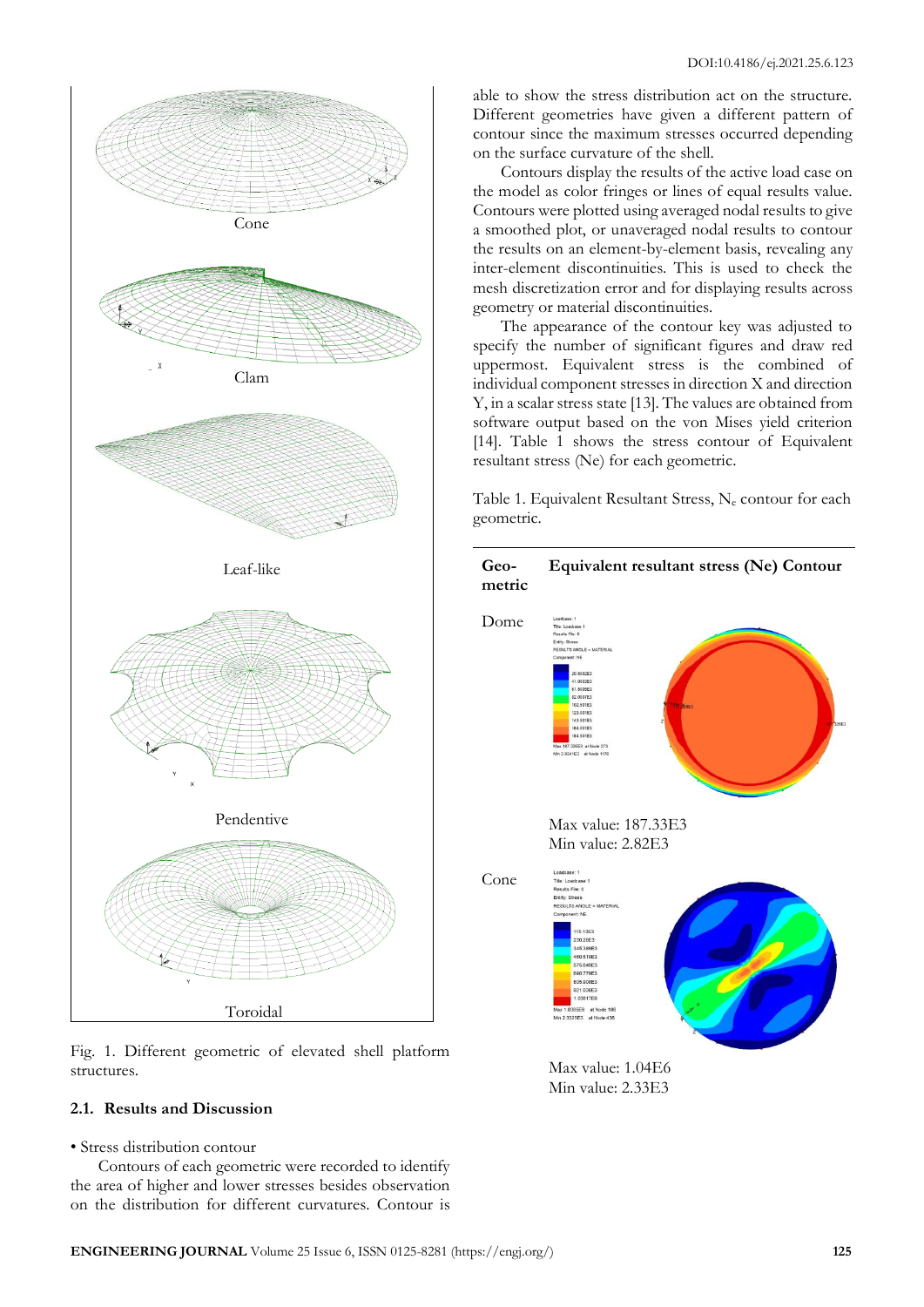Cone

Clam

Leaf-like

Pendentive

Toroidal

Fig. 1. Different geometric of elevated shell platform structures.

### 2.1. Results and Discussion

- Stress distribution contour

Contours of each geometric were recorded to identify the area of higher and lower stresses besides observation on the distribution for different curvatures. Contour is able to show the stress distribution act on the structure. Different geometries have given a different pattern of contour since the maximum stresses occurred depending on the surface curvature of the shell.

Contours display the results of the active load case on the model as color fringes or lines of equal results value. Contours were plotted using averaged nodal results to give a smoothed plot, or unaveraged nodal results to contour the results on an element-by-element basis, revealing any inter-element discontinuities. This is used to check the mesh discretization error and for displaying results across geometry or material discontinuities.

The appearance of the contour key was adjusted to specify the number of significant figures and draw red uppermost. Equivalent stress is the combined of individual component stresses in direction X and direction Y, in a scalar stress state [13]. The values are obtained from software output based on the von Mises yield criterion [14]. Table 1 shows the stress contour of Equivalent resultant stress (Ne) for each geometric.

Table 1. Equivalent Resultant Stress, $N_e$ contour for each geometric.

| Geo-metric | Equivalent resultant stress (Ne) Contour |
|---|---|
| Dome | Max value: 187.33E3<br>Min value: 2.82E3 |
| Cone | Max value: 1.04E6<br>Min value: 2.33E3 |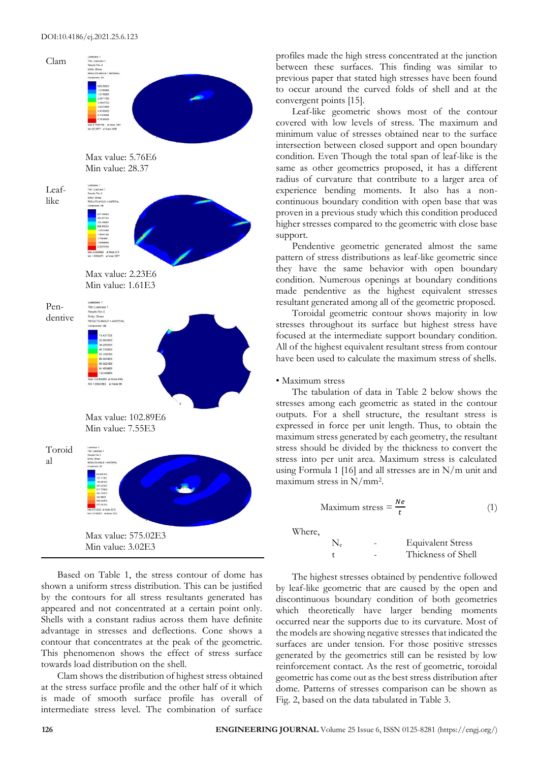| | | |
|---|---|---|
| Clam | | Max value: 5.76E6<br>Min value: 28.37 |
| Leaf-like | | Max value: 2.23E6<br>Min value: 1.61E3 |
| Pendentive | | Max value: 102.89E6<br>Min value: 7.55E3 |
| Toroidal | | Max value: 575.02E3<br>Min value: 3.02E3 |

Based on Table 1, the stress contour of dome has shown a uniform stress distribution. This can be justified by the contours for all stress resultants generated has appeared and not concentrated at a certain point only. Shells with a constant radius across them have definite advantage in stresses and deflections. Cone shows a contour that concentrates at the peak of the geometric. This phenomenon shows the effect of stress surface towards load distribution on the shell.

Clam shows the distribution of highest stress obtained at the stress surface profile and the other half of it which is made of smooth surface profile has overall of intermediate stress level. The combination of surface profiles made the high stress concentrated at the junction between these surfaces. This finding was similar to previous paper that stated high stresses have been found to occur around the curved folds of shell and at the convergent points [15].

Leaf-like geometric shows most of the contour covered with low levels of stress. The maximum and minimum value of stresses obtained near to the surface intersection between closed support and open boundary condition. Even Though the total span of leaf-like is the same as other geometrics proposed, it has a different radius of curvature that contribute to a larger area of experience bending moments. It also has a non-continuous boundary condition with open base that was proven in a previous study which this condition produced higher stresses compared to the geometric with close base support.

Pendentive geometric generated almost the same pattern of stress distributions as leaf-like geometric since they have the same behavior with open boundary condition. Numerous openings at boundary conditions made pendentive as the highest equivalent stresses resultant generated among all of the geometric proposed.

Toroidal geometric contour shows majority in low stresses throughout its surface but highest stress have focused at the intermediate support boundary condition. All of the highest equivalent resultant stress from contour have been used to calculate the maximum stress of shells.

- Maximum stress

The tabulation of data in Table 2 below shows the stresses among each geometric as stated in the contour outputs. For a shell structure, the resultant stress is expressed in force per unit length. Thus, to obtain the maximum stress generated by each geometry, the resultant stress should be divided by the thickness to convert the stress into per unit area. Maximum stress is calculated using Formula 1 [16] and all stresses are in N/m unit and maximum stress in N/mm$^2$.

$$\text{Maximum stress} = \frac{Ne}{t} \tag{1}$$

Where,

| | | |
|---|---|---|
| $N_e$ | - | Equivalent Stress |
| t | - | Thickness of Shell |

The highest stresses obtained by pendentive followed by leaf-like geometric that are caused by the open and discontinuous boundary condition of both geometries which theoretically have larger bending moments occurred near the supports due to its curvature. Most of the models are showing negative stresses that indicated the surfaces are under tension. For those positive stresses generated by the geometrics still can be resisted by low reinforcement contact. As the rest of geometric, toroidal geometric has come out as the best stress distribution after dome. Patterns of stresses comparison can be shown as Fig. 2, based on the data tabulated in Table 3.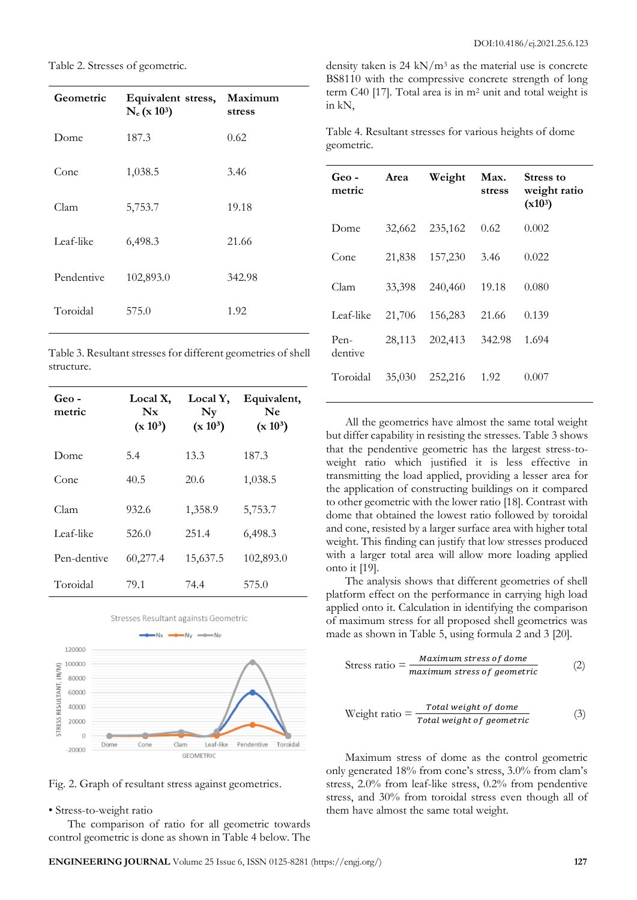Table 2. Stresses of geometric.

| Geometric | Equivalent stress, $N_e$ (x $10^3$) | Maximum stress |
|---|---|---|
| Dome | 187.3 | 0.62 |
| Cone | 1,038.5 | 3.46 |
| Clam | 5,753.7 | 19.18 |
| Leaf-like | 6,498.3 | 21.66 |
| Pendentive | 102,893.0 | 342.98 |
| Toroidal | 575.0 | 1.92 |

Table 3. Resultant stresses for different geometries of shell structure.

| Geo - metric | Local X, Nx (x $10^3$) | Local Y, Ny (x $10^3$) | Equivalent, Ne (x $10^3$) |
|---|---|---|---|
| Dome | 5.4 | 13.3 | 187.3 |
| Cone | 40.5 | 20.6 | 1,038.5 |
| Clam | 932.6 | 1,358.9 | 5,753.7 |
| Leaf-like | 526.0 | 251.4 | 6,498.3 |
| Pen-dentive | 60,277.4 | 15,637.5 | 102,893.0 |
| Toroidal | 79.1 | 74.4 | 575.0 |

Fig. 2. Graph of resultant stress against geometrics.

- Stress-to-weight ratio

The comparison of ratio for all geometric towards control geometric is done as shown in Table 4 below. The density taken is 24 kN/m³ as the material use is concrete BS8110 with the compressive concrete strength of long term C40 [17]. Total area is in m² unit and total weight is in kN,

Table 4. Resultant stresses for various heights of dome geometric.

| Geo - metric | Area | Weight | Max. stress | Stress to weight ratio (x$10^3$) |
|---|---|---|---|---|
| Dome | 32,662 | 235,162 | 0.62 | 0.002 |
| Cone | 21,838 | 157,230 | 3.46 | 0.022 |
| Clam | 33,398 | 240,460 | 19.18 | 0.080 |
| Leaf-like | 21,706 | 156,283 | 21.66 | 0.139 |
| Pen-dentive | 28,113 | 202,413 | 342.98 | 1.694 |
| Toroidal | 35,030 | 252,216 | 1.92 | 0.007 |

All the geometrics have almost the same total weight but differ capability in resisting the stresses. Table 3 shows that the pendentive geometric has the largest stress-to-weight ratio which justified it is less effective in transmitting the load applied, providing a lesser area for the application of constructing buildings on it compared to other geometric with the lower ratio [18]. Contrast with dome that obtained the lowest ratio followed by toroidal and cone, resisted by a larger surface area with higher total weight. This finding can justify that low stresses produced with a larger total area will allow more loading applied onto it [19].

The analysis shows that different geometries of shell platform effect on the performance in carrying high load applied onto it. Calculation in identifying the comparison of maximum stress for all proposed shell geometrics was made as shown in Table 5, using formula 2 and 3 [20].

$$\text{Stress ratio} = \frac{\textit{Maximum stress of dome}}{\textit{maximum stress of geometric}} \tag{2}$$

$$\text{Weight ratio} = \frac{\textit{Total weight of dome}}{\textit{Total weight of geometric}} \tag{3}$$

Maximum stress of dome as the control geometric only generated 18% from cone's stress, 3.0% from clam's stress, 2.0% from leaf-like stress, 0.2% from pendentive stress, and 30% from toroidal stress even though all of them have almost the same total weight.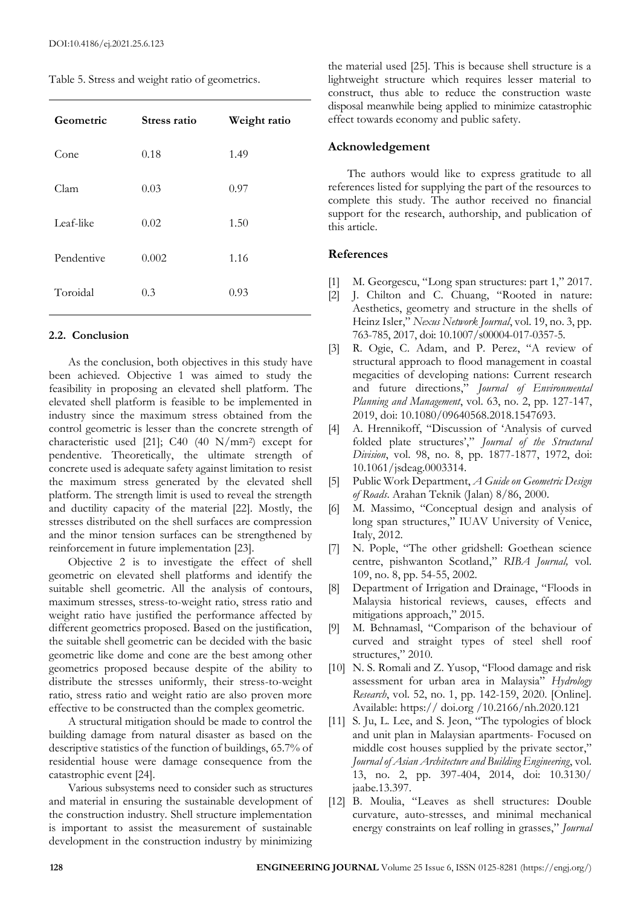Table 5. Stress and weight ratio of geometrics.

| Geometric | Stress ratio | Weight ratio |
|---|---|---|
| Cone | 0.18 | 1.49 |
| Clam | 0.03 | 0.97 |
| Leaf-like | 0.02 | 1.50 |
| Pendentive | 0.002 | 1.16 |
| Toroidal | 0.3 | 0.93 |

### 2.2. Conclusion

As the conclusion, both objectives in this study have been achieved. Objective 1 was aimed to study the feasibility in proposing an elevated shell platform. The elevated shell platform is feasible to be implemented in industry since the maximum stress obtained from the control geometric is lesser than the concrete strength of characteristic used [21]; C40 (40 N/mm$^2$) except for pendentive. Theoretically, the ultimate strength of concrete used is adequate safety against limitation to resist the maximum stress generated by the elevated shell platform. The strength limit is used to reveal the strength and ductility capacity of the material [22]. Mostly, the stresses distributed on the shell surfaces are compression and the minor tension surfaces can be strengthened by reinforcement in future implementation [23].

Objective 2 is to investigate the effect of shell geometric on elevated shell platforms and identify the suitable shell geometric. All the analysis of contours, maximum stresses, stress-to-weight ratio, stress ratio and weight ratio have justified the performance affected by different geometrics proposed. Based on the justification, the suitable shell geometric can be decided with the basic geometric like dome and cone are the best among other geometrics proposed because despite of the ability to distribute the stresses uniformly, their stress-to-weight ratio, stress ratio and weight ratio are also proven more effective to be constructed than the complex geometric.

A structural mitigation should be made to control the building damage from natural disaster as based on the descriptive statistics of the function of buildings, 65.7% of residential house were damage consequence from the catastrophic event [24].

Various subsystems need to consider such as structures and material in ensuring the sustainable development of the construction industry. Shell structure implementation is important to assist the measurement of sustainable development in the construction industry by minimizing the material used [25]. This is because shell structure is a lightweight structure which requires lesser material to construct, thus able to reduce the construction waste disposal meanwhile being applied to minimize catastrophic effect towards economy and public safety.

## Acknowledgement

The authors would like to express gratitude to all references listed for supplying the part of the resources to complete this study. The author received no financial support for the research, authorship, and publication of this article.

## References

[1] M. Georgescu, "Long span structures: part 1," 2017.

[2] J. Chilton and C. Chuang, "Rooted in nature: Aesthetics, geometry and structure in the shells of Heinz Isler," *Nexus Network Journal*, vol. 19, no. 3, pp. 763-785, 2017, doi: 10.1007/s00004-017-0357-5.

[3] R. Ogie, C. Adam, and P. Perez, "A review of structural approach to flood management in coastal megacities of developing nations: Current research and future directions," *Journal of Environmental Planning and Management*, vol. 63, no. 2, pp. 127-147, 2019, doi: 10.1080/09640568.2018.1547693.

[4] A. Hrennikoff, "Discussion of 'Analysis of curved folded plate structures'," *Journal of the Structural Division*, vol. 98, no. 8, pp. 1877-1877, 1972, doi: 10.1061/jsdeag.0003314.

[5] Public Work Department, *A Guide on Geometric Design of Roads*. Arahan Teknik (Jalan) 8/86, 2000.

[6] M. Massimo, "Conceptual design and analysis of long span structures," IUAV University of Venice, Italy, 2012.

[7] N. Pople, "The other gridshell: Goethean science centre, pishwanton Scotland," *RIBA Journal,* vol. 109, no. 8, pp. 54-55, 2002.

[8] Department of Irrigation and Drainage, "Floods in Malaysia historical reviews, causes, effects and mitigations approach," 2015.

[9] M. Behnamasl, "Comparison of the behaviour of curved and straight types of steel shell roof structures," 2010.

[10] N. S. Romali and Z. Yusop, "Flood damage and risk assessment for urban area in Malaysia" *Hydrology Research*, vol. 52, no. 1, pp. 142-159, 2020. [Online]. Available: https:// doi.org /10.2166/nh.2020.121

[11] S. Ju, L. Lee, and S. Jeon, "The typologies of block and unit plan in Malaysian apartments- Focused on middle cost houses supplied by the private sector," *Journal of Asian Architecture and Building Engineering*, vol. 13, no. 2, pp. 397-404, 2014, doi: 10.3130/ jaabe.13.397.

[12] B. Moulia, "Leaves as shell structures: Double curvature, auto-stresses, and minimal mechanical energy constraints on leaf rolling in grasses," *Journal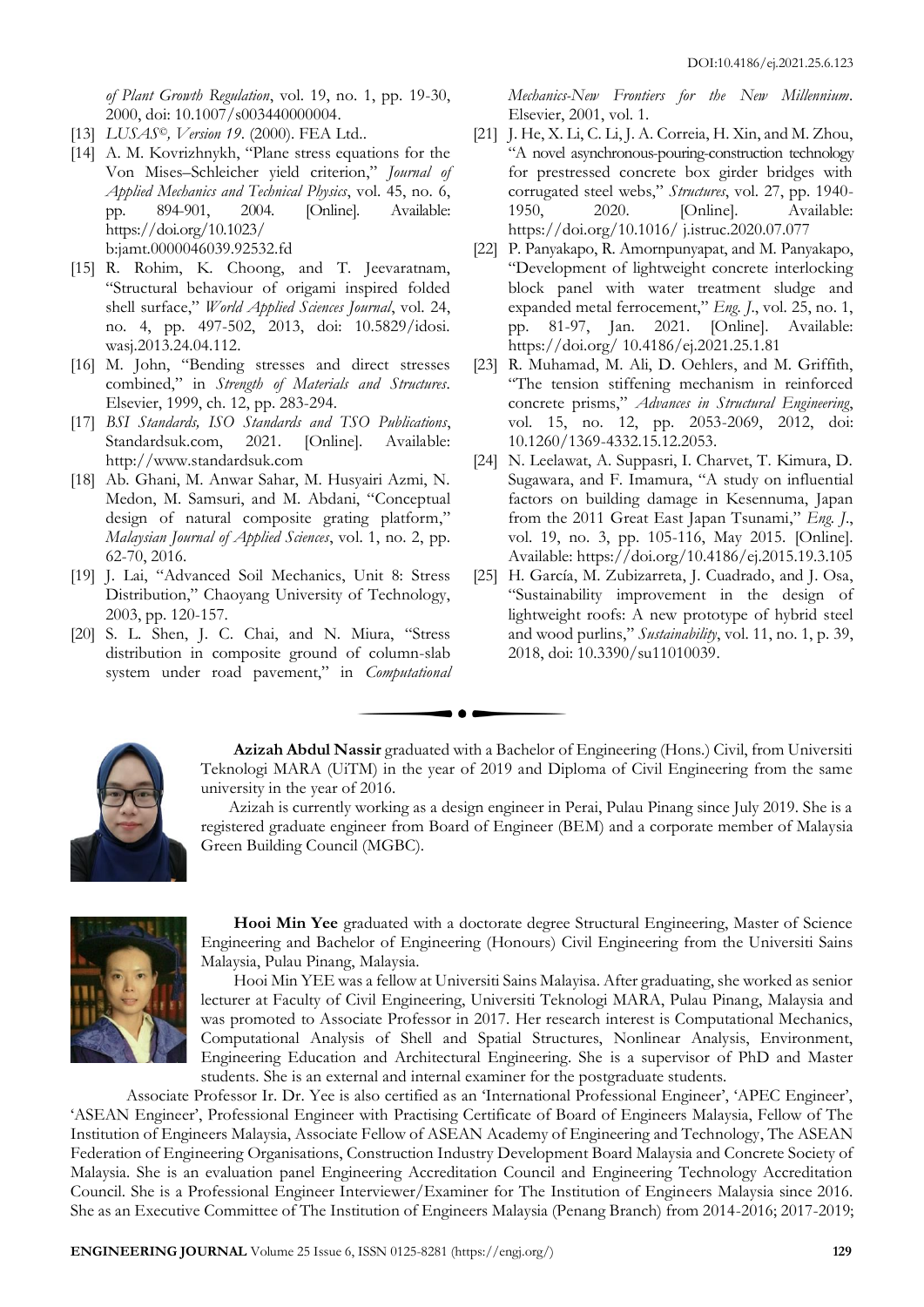*of Plant Growth Regulation*, vol. 19, no. 1, pp. 19-30, 2000, doi: 10.1007/s003440000004.

[13] *LUSAS©, Version 19*. (2000). FEA Ltd..

[14] A. M. Kovrizhnykh, "Plane stress equations for the Von Mises–Schleicher yield criterion," *Journal of Applied Mechanics and Technical Physics*, vol. 45, no. 6, pp. 894-901, 2004. [Online]. Available: https://doi.org/10.1023/b:jamt.0000046039.92532.fd

[15] R. Rohim, K. Choong, and T. Jeevaratnam, "Structural behaviour of origami inspired folded shell surface," *World Applied Sciences Journal*, vol. 24, no. 4, pp. 497-502, 2013, doi: 10.5829/idosi.wasj.2013.24.04.112.

[16] M. John, "Bending stresses and direct stresses combined," in *Strength of Materials and Structures*. Elsevier, 1999, ch. 12, pp. 283-294.

[17] *BSI Standards, ISO Standards and TSO Publications*, Standardsuk.com, 2021. [Online]. Available: http://www.standardsuk.com

[18] Ab. Ghani, M. Anwar Sahar, M. Husyairi Azmi, N. Medon, M. Samsuri, and M. Abdani, "Conceptual design of natural composite grating platform," *Malaysian Journal of Applied Sciences*, vol. 1, no. 2, pp. 62-70, 2016.

[19] J. Lai, "Advanced Soil Mechanics, Unit 8: Stress Distribution," Chaoyang University of Technology, 2003, pp. 120-157.

[20] S. L. Shen, J. C. Chai, and N. Miura, "Stress distribution in composite ground of column-slab system under road pavement," in *Computational Mechanics-New Frontiers for the New Millennium*. Elsevier, 2001, vol. 1.

[21] J. He, X. Li, C. Li, J. A. Correia, H. Xin, and M. Zhou, "A novel asynchronous-pouring-construction technology for prestressed concrete box girder bridges with corrugated steel webs," *Structures*, vol. 27, pp. 1940-1950, 2020. [Online]. Available: https://doi.org/10.1016/ j.istruc.2020.07.077

[22] P. Panyakapo, R. Amornpunyapat, and M. Panyakapo, "Development of lightweight concrete interlocking block panel with water treatment sludge and expanded metal ferrocement," *Eng. J.*, vol. 25, no. 1, pp. 81-97, Jan. 2021. [Online]. Available: https://doi.org/ 10.4186/ej.2021.25.1.81

[23] R. Muhamad, M. Ali, D. Oehlers, and M. Griffith, "The tension stiffening mechanism in reinforced concrete prisms," *Advances in Structural Engineering*, vol. 15, no. 12, pp. 2053-2069, 2012, doi: 10.1260/1369-4332.15.12.2053.

[24] N. Leelawat, A. Suppasri, I. Charvet, T. Kimura, D. Sugawara, and F. Imamura, "A study on influential factors on building damage in Kesennuma, Japan from the 2011 Great East Japan Tsunami," *Eng. J.*, vol. 19, no. 3, pp. 105-116, May 2015. [Online]. Available: https://doi.org/10.4186/ej.2015.19.3.105

[25] H. García, M. Zubizarreta, J. Cuadrado, and J. Osa, "Sustainability improvement in the design of lightweight roofs: A new prototype of hybrid steel and wood purlins," *Sustainability*, vol. 11, no. 1, p. 39, 2018, doi: 10.3390/su11010039.

**Azizah Abdul Nassir** graduated with a Bachelor of Engineering (Hons.) Civil, from Universiti Teknologi MARA (UiTM) in the year of 2019 and Diploma of Civil Engineering from the same university in the year of 2016.

Azizah is currently working as a design engineer in Perai, Pulau Pinang since July 2019. She is a registered graduate engineer from Board of Engineer (BEM) and a corporate member of Malaysia Green Building Council (MGBC).

**Hooi Min Yee** graduated with a doctorate degree Structural Engineering, Master of Science Engineering and Bachelor of Engineering (Honours) Civil Engineering from the Universiti Sains Malaysia, Pulau Pinang, Malaysia.

Hooi Min YEE was a fellow at Universiti Sains Malayisa. After graduating, she worked as senior lecturer at Faculty of Civil Engineering, Universiti Teknologi MARA, Pulau Pinang, Malaysia and was promoted to Associate Professor in 2017. Her research interest is Computational Mechanics, Computational Analysis of Shell and Spatial Structures, Nonlinear Analysis, Environment, Engineering Education and Architectural Engineering. She is a supervisor of PhD and Master students. She is an external and internal examiner for the postgraduate students.

Associate Professor Ir. Dr. Yee is also certified as an 'International Professional Engineer', 'APEC Engineer', 'ASEAN Engineer', Professional Engineer with Practising Certificate of Board of Engineers Malaysia, Fellow of The Institution of Engineers Malaysia, Associate Fellow of ASEAN Academy of Engineering and Technology, The ASEAN Federation of Engineering Organisations, Construction Industry Development Board Malaysia and Concrete Society of Malaysia. She is an evaluation panel Engineering Accreditation Council and Engineering Technology Accreditation Council. She is a Professional Engineer Interviewer/Examiner for The Institution of Engineers Malaysia since 2016. She as an Executive Committee of The Institution of Engineers Malaysia (Penang Branch) from 2014-2016; 2017-2019;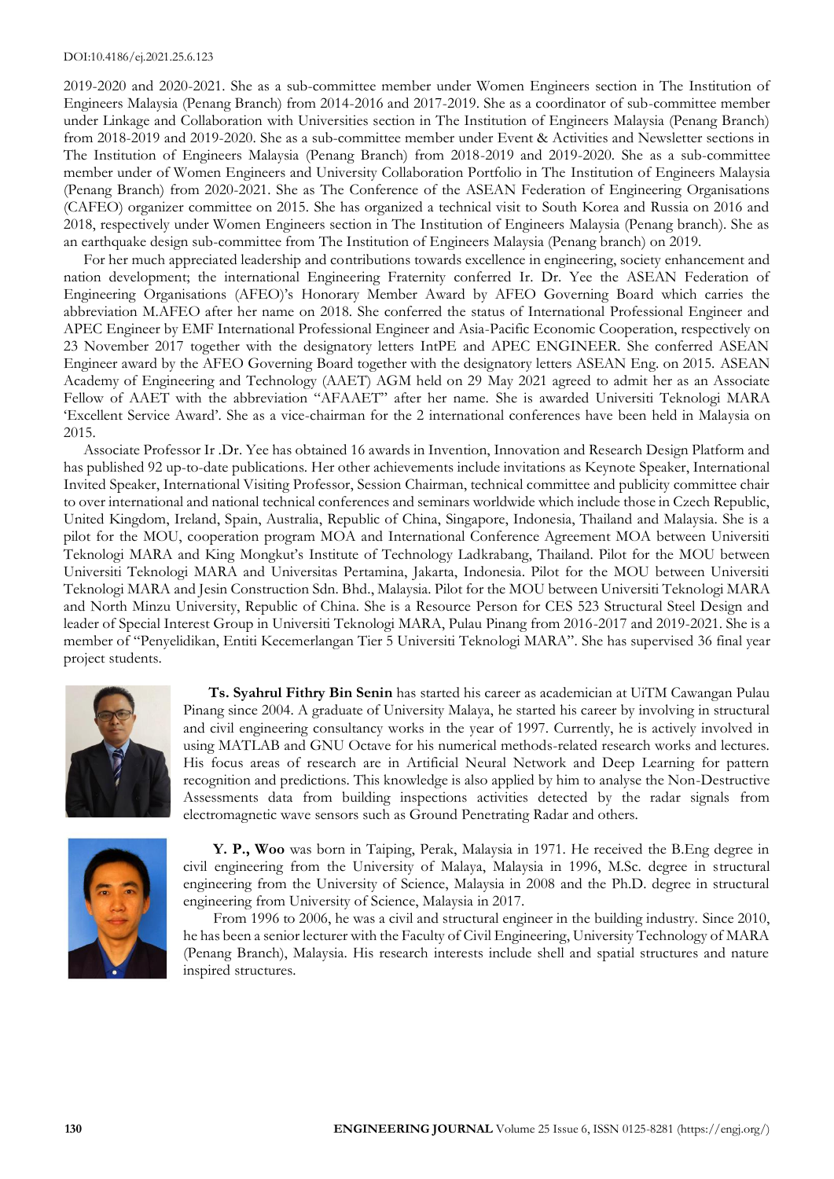2019-2020 and 2020-2021. She as a sub-committee member under Women Engineers section in The Institution of Engineers Malaysia (Penang Branch) from 2014-2016 and 2017-2019. She as a coordinator of sub-committee member under Linkage and Collaboration with Universities section in The Institution of Engineers Malaysia (Penang Branch) from 2018-2019 and 2019-2020. She as a sub-committee member under Event & Activities and Newsletter sections in The Institution of Engineers Malaysia (Penang Branch) from 2018-2019 and 2019-2020. She as a sub-committee member under of Women Engineers and University Collaboration Portfolio in The Institution of Engineers Malaysia (Penang Branch) from 2020-2021. She as The Conference of the ASEAN Federation of Engineering Organisations (CAFEO) organizer committee on 2015. She has organized a technical visit to South Korea and Russia on 2016 and 2018, respectively under Women Engineers section in The Institution of Engineers Malaysia (Penang branch). She as an earthquake design sub-committee from The Institution of Engineers Malaysia (Penang branch) on 2019.

For her much appreciated leadership and contributions towards excellence in engineering, society enhancement and nation development; the international Engineering Fraternity conferred Ir. Dr. Yee the ASEAN Federation of Engineering Organisations (AFEO)'s Honorary Member Award by AFEO Governing Board which carries the abbreviation M.AFEO after her name on 2018. She conferred the status of International Professional Engineer and APEC Engineer by EMF International Professional Engineer and Asia-Pacific Economic Cooperation, respectively on 23 November 2017 together with the designatory letters IntPE and APEC ENGINEER. She conferred ASEAN Engineer award by the AFEO Governing Board together with the designatory letters ASEAN Eng. on 2015. ASEAN Academy of Engineering and Technology (AAET) AGM held on 29 May 2021 agreed to admit her as an Associate Fellow of AAET with the abbreviation "AFAAET" after her name. She is awarded Universiti Teknologi MARA 'Excellent Service Award'. She as a vice-chairman for the 2 international conferences have been held in Malaysia on 2015.

Associate Professor Ir .Dr. Yee has obtained 16 awards in Invention, Innovation and Research Design Platform and has published 92 up-to-date publications. Her other achievements include invitations as Keynote Speaker, International Invited Speaker, International Visiting Professor, Session Chairman, technical committee and publicity committee chair to over international and national technical conferences and seminars worldwide which include those in Czech Republic, United Kingdom, Ireland, Spain, Australia, Republic of China, Singapore, Indonesia, Thailand and Malaysia. She is a pilot for the MOU, cooperation program MOA and International Conference Agreement MOA between Universiti Teknologi MARA and King Mongkut's Institute of Technology Ladkrabang, Thailand. Pilot for the MOU between Universiti Teknologi MARA and Universitas Pertamina, Jakarta, Indonesia. Pilot for the MOU between Universiti Teknologi MARA and Jesin Construction Sdn. Bhd., Malaysia. Pilot for the MOU between Universiti Teknologi MARA and North Minzu University, Republic of China. She is a Resource Person for CES 523 Structural Steel Design and leader of Special Interest Group in Universiti Teknologi MARA, Pulau Pinang from 2016-2017 and 2019-2021. She is a member of "Penyelidikan, Entiti Kecemerlangan Tier 5 Universiti Teknologi MARA". She has supervised 36 final year project students.

**Ts. Syahrul Fithry Bin Senin** has started his career as academician at UiTM Cawangan Pulau Pinang since 2004. A graduate of University Malaya, he started his career by involving in structural and civil engineering consultancy works in the year of 1997. Currently, he is actively involved in using MATLAB and GNU Octave for his numerical methods-related research works and lectures. His focus areas of research are in Artificial Neural Network and Deep Learning for pattern recognition and predictions. This knowledge is also applied by him to analyse the Non-Destructive Assessments data from building inspections activities detected by the radar signals from electromagnetic wave sensors such as Ground Penetrating Radar and others.

**Y. P., Woo** was born in Taiping, Perak, Malaysia in 1971. He received the B.Eng degree in civil engineering from the University of Malaya, Malaysia in 1996, M.Sc. degree in structural engineering from the University of Science, Malaysia in 2008 and the Ph.D. degree in structural engineering from University of Science, Malaysia in 2017.

From 1996 to 2006, he was a civil and structural engineer in the building industry. Since 2010, he has been a senior lecturer with the Faculty of Civil Engineering, University Technology of MARA (Penang Branch), Malaysia. His research interests include shell and spatial structures and nature inspired structures.